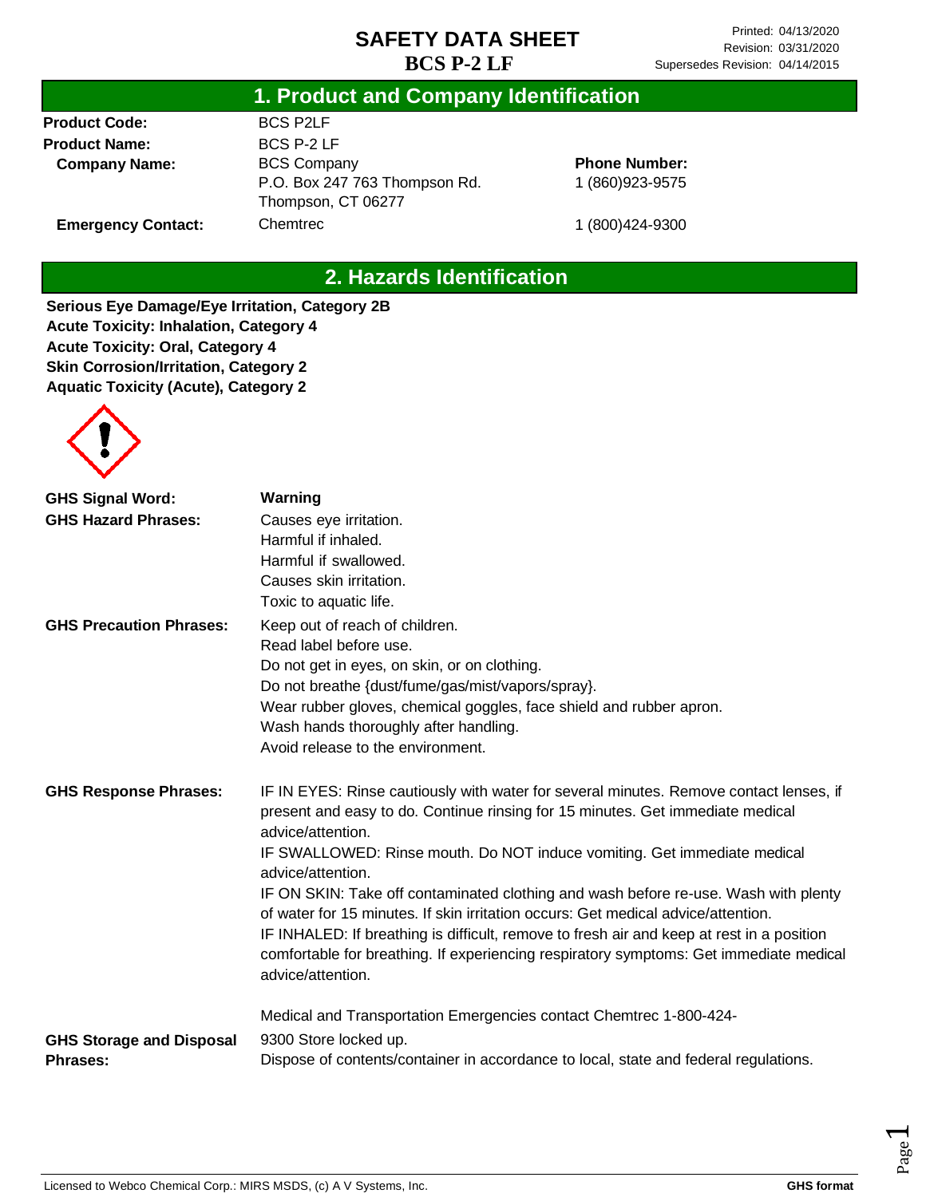# SAFETY DATA SHEET

## BCS P-2 LF

Printed: 04/13/2020
Revision: 03/31/2020
Supersedes Revision: 04/14/2015

## 1. Product and Company Identification

**Product Code:** BCS P2LF

**Product Name:** BCS P-2 LF

**Company Name:** BCS Company
P.O. Box 247 763 Thompson Rd.
Thompson, CT 06277

**Phone Number:** 1 (860)923-9575

**Emergency Contact:** Chemtrec 1 (800)424-9300

## 2. Hazards Identification

**Serious Eye Damage/Eye Irritation, Category 2B**
**Acute Toxicity: Inhalation, Category 4**
**Acute Toxicity: Oral, Category 4**
**Skin Corrosion/Irritation, Category 2**
**Aquatic Toxicity (Acute), Category 2**

**GHS Signal Word:** **Warning**

**GHS Hazard Phrases:**
Causes eye irritation.
Harmful if inhaled.
Harmful if swallowed.
Causes skin irritation.
Toxic to aquatic life.

**GHS Precaution Phrases:**
Keep out of reach of children.
Read label before use.
Do not get in eyes, on skin, or on clothing.
Do not breathe {dust/fume/gas/mist/vapors/spray}.
Wear rubber gloves, chemical goggles, face shield and rubber apron.
Wash hands thoroughly after handling.
Avoid release to the environment.

**GHS Response Phrases:**
IF IN EYES: Rinse cautiously with water for several minutes. Remove contact lenses, if present and easy to do. Continue rinsing for 15 minutes. Get immediate medical advice/attention.
IF SWALLOWED: Rinse mouth. Do NOT induce vomiting. Get immediate medical advice/attention.
IF ON SKIN: Take off contaminated clothing and wash before re-use. Wash with plenty of water for 15 minutes. If skin irritation occurs: Get medical advice/attention.
IF INHALED: If breathing is difficult, remove to fresh air and keep at rest in a position comfortable for breathing. If experiencing respiratory symptoms: Get immediate medical advice/attention.

Medical and Transportation Emergencies contact Chemtrec 1-800-424-9300

**GHS Storage and Disposal Phrases:**
Store locked up.
Dispose of contents/container in accordance to local, state and federal regulations.

Licensed to Webco Chemical Corp.: MIRS MSDS, (c) A V Systems, Inc. **GHS format**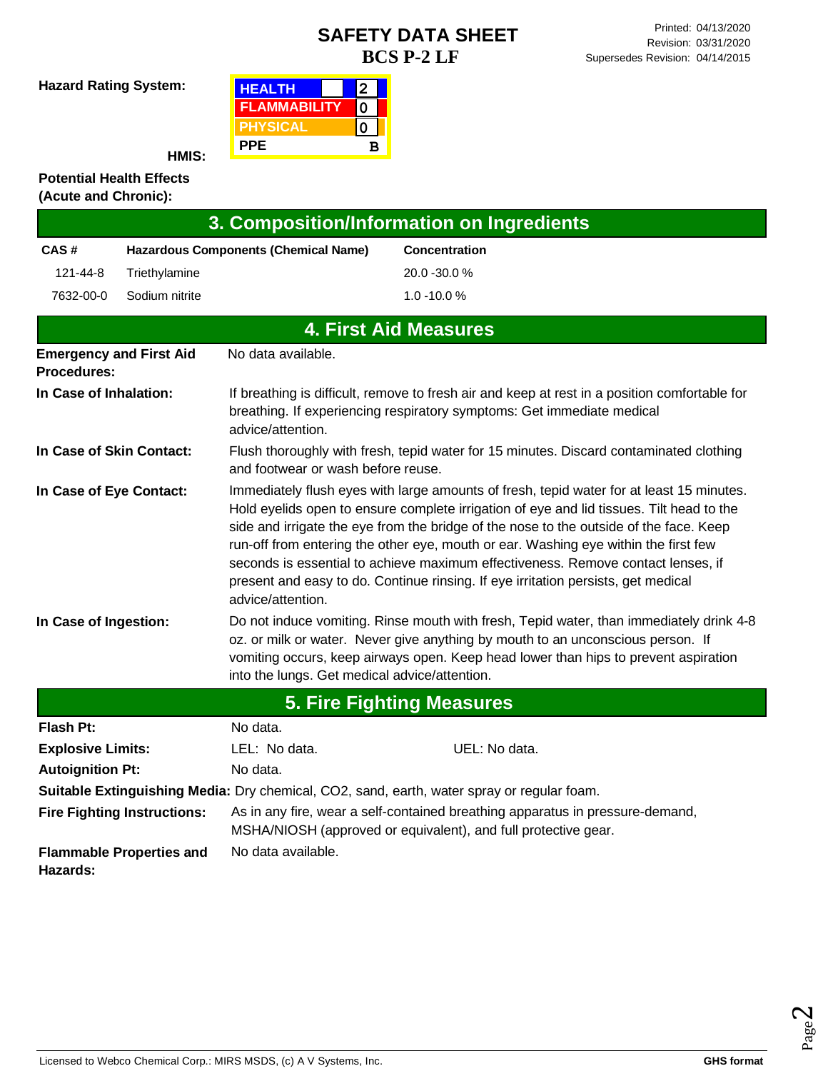# SAFETY DATA SHEET

## BCS P-2 LF

Printed: 04/13/2020
Revision: 03/31/2020
Supersedes Revision: 04/14/2015

**Hazard Rating System:**

**HMIS:**

| HMIS | |
|---|---|
| HEALTH | 2 |
| FLAMMABILITY | 0 |
| PHYSICAL | 0 |
| PPE | B |

**Potential Health Effects (Acute and Chronic):**

## 3. Composition/Information on Ingredients

| CAS # | Hazardous Components (Chemical Name) | Concentration |
|---|---|---|
| 121-44-8 | Triethylamine | 20.0 -30.0 % |
| 7632-00-0 | Sodium nitrite | 1.0 -10.0 % |

## 4. First Aid Measures

**Emergency and First Aid Procedures:** No data available.

**In Case of Inhalation:** If breathing is difficult, remove to fresh air and keep at rest in a position comfortable for breathing. If experiencing respiratory symptoms: Get immediate medical advice/attention.

**In Case of Skin Contact:** Flush thoroughly with fresh, tepid water for 15 minutes. Discard contaminated clothing and footwear or wash before reuse.

**In Case of Eye Contact:** Immediately flush eyes with large amounts of fresh, tepid water for at least 15 minutes. Hold eyelids open to ensure complete irrigation of eye and lid tissues. Tilt head to the side and irrigate the eye from the bridge of the nose to the outside of the face. Keep run-off from entering the other eye, mouth or ear. Washing eye within the first few seconds is essential to achieve maximum effectiveness. Remove contact lenses, if present and easy to do. Continue rinsing. If eye irritation persists, get medical advice/attention.

**In Case of Ingestion:** Do not induce vomiting. Rinse mouth with fresh, Tepid water, than immediately drink 4-8 oz. or milk or water. Never give anything by mouth to an unconscious person. If vomiting occurs, keep airways open. Keep head lower than hips to prevent aspiration into the lungs. Get medical advice/attention.

## 5. Fire Fighting Measures

**Flash Pt:** No data.

**Explosive Limits:** LEL: No data. UEL: No data.

**Autoignition Pt:** No data.

**Suitable Extinguishing Media:** Dry chemical, $CO_2$, sand, earth, water spray or regular foam.

**Fire Fighting Instructions:** As in any fire, wear a self-contained breathing apparatus in pressure-demand, MSHA/NIOSH (approved or equivalent), and full protective gear.

**Flammable Properties and Hazards:** No data available.

Licensed to Webco Chemical Corp.: MIRS MSDS, (c) A V Systems, Inc. **GHS format**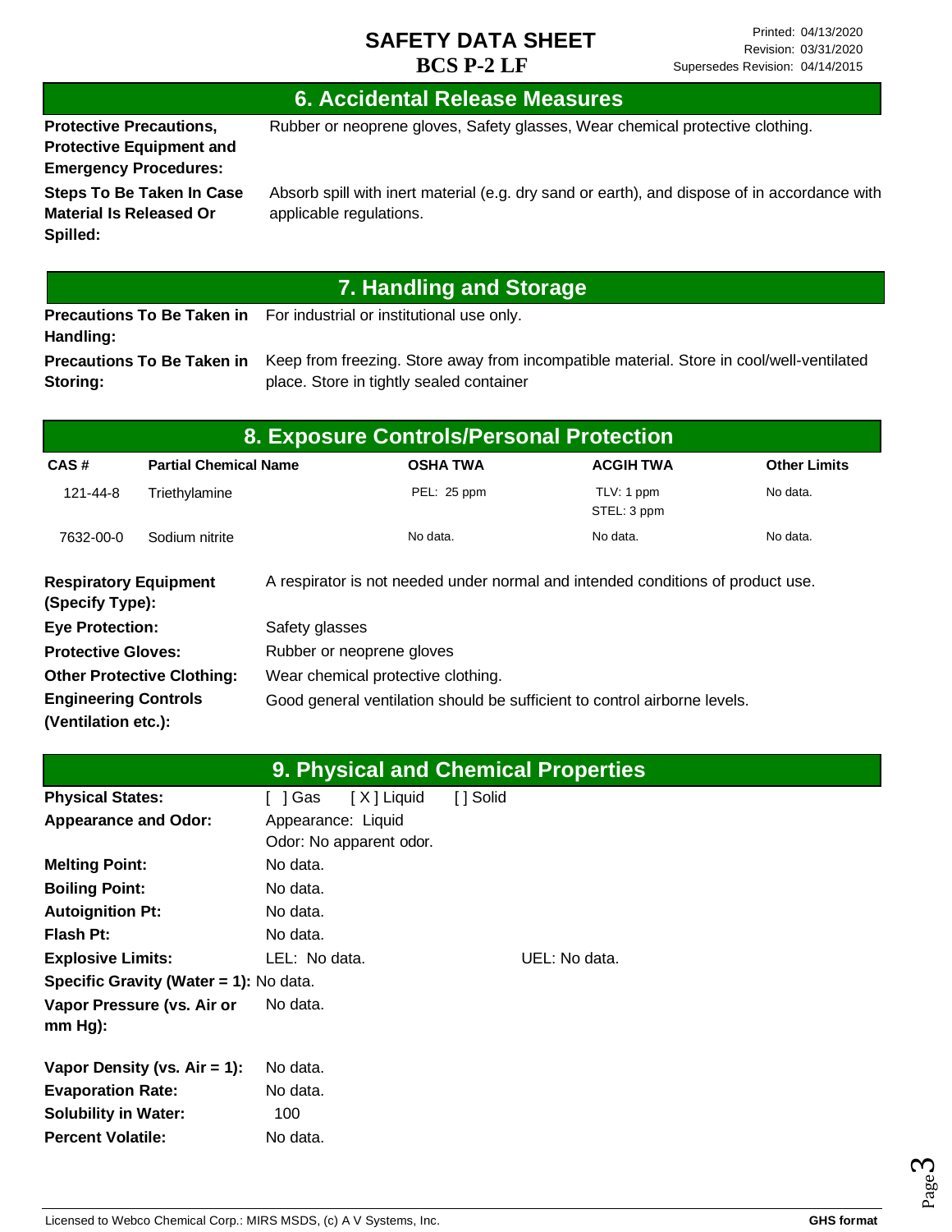# SAFETY DATA SHEET
**BCS P-2 LF**

Printed: 04/13/2020
Revision: 03/31/2020
Supersedes Revision: 04/14/2015

## 6. Accidental Release Measures

**Protective Precautions, Protective Equipment and Emergency Procedures:** Rubber or neoprene gloves, Safety glasses, Wear chemical protective clothing.

**Steps To Be Taken In Case Material Is Released Or Spilled:** Absorb spill with inert material (e.g. dry sand or earth), and dispose of in accordance with applicable regulations.

## 7. Handling and Storage

**Precautions To Be Taken in Handling:** For industrial or institutional use only.

**Precautions To Be Taken in Storing:** Keep from freezing. Store away from incompatible material. Store in cool/well-ventilated place. Store in tightly sealed container

## 8. Exposure Controls/Personal Protection

| CAS # | Partial Chemical Name | OSHA TWA | ACGIH TWA | Other Limits |
|---|---|---|---|---|
| 121-44-8 | Triethylamine | PEL: 25 ppm | TLV: 1 ppm<br>STEL: 3 ppm | No data. |
| 7632-00-0 | Sodium nitrite | No data. | No data. | No data. |

**Respiratory Equipment (Specify Type):** A respirator is not needed under normal and intended conditions of product use.

**Eye Protection:** Safety glasses

**Protective Gloves:** Rubber or neoprene gloves

**Other Protective Clothing:** Wear chemical protective clothing.

**Engineering Controls (Ventilation etc.):** Good general ventilation should be sufficient to control airborne levels.

## 9. Physical and Chemical Properties

**Physical States:** [ ] Gas [ X ] Liquid [ ] Solid

**Appearance and Odor:** Appearance: Liquid
Odor: No apparent odor.

**Melting Point:** No data.

**Boiling Point:** No data.

**Autoignition Pt:** No data.

**Flash Pt:** No data.

**Explosive Limits:** LEL: No data. UEL: No data.

**Specific Gravity (Water = 1):** No data.

**Vapor Pressure (vs. Air or mm Hg):** No data.

**Vapor Density (vs. Air = 1):** No data.

**Evaporation Rate:** No data.

**Solubility in Water:** 100

**Percent Volatile:** No data.

Licensed to Webco Chemical Corp.: MIRS MSDS, (c) A V Systems, Inc. **GHS format**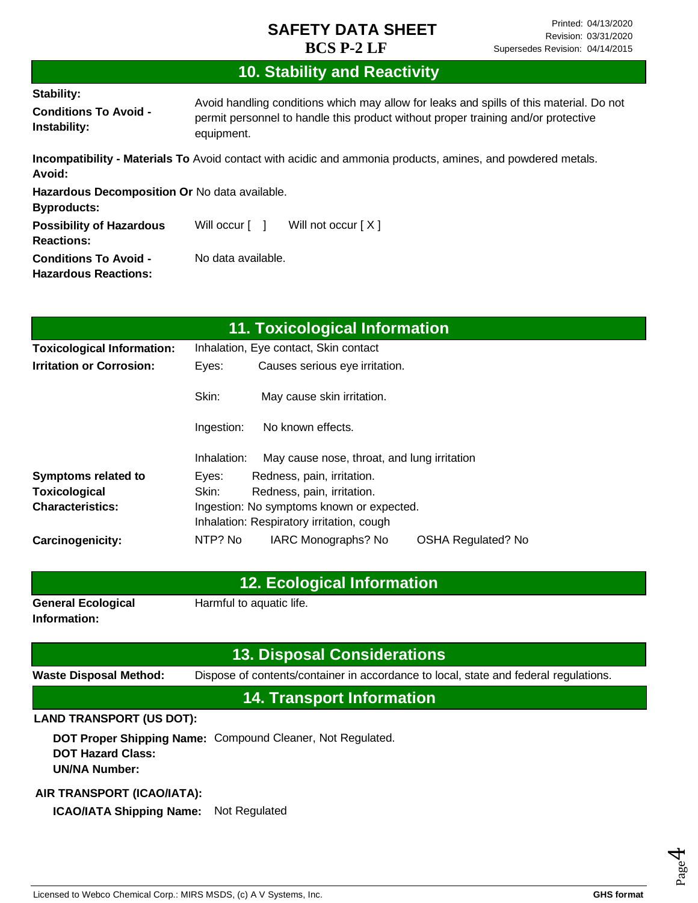## 10. Stability and Reactivity

**Stability:**

**Conditions To Avoid - Instability:** Avoid handling conditions which may allow for leaks and spills of this material. Do not permit personnel to handle this product without proper training and/or protective equipment.

**Incompatibility - Materials To Avoid:** Avoid contact with acidic and ammonia products, amines, and powdered metals.

**Hazardous Decomposition Or Byproducts:** No data available.

**Possibility of Hazardous Reactions:** Will occur [ ] Will not occur [ X ]

**Conditions To Avoid - Hazardous Reactions:** No data available.

## 11. Toxicological Information

**Toxicological Information:** Inhalation, Eye contact, Skin contact

**Irritation or Corrosion:**

- Eyes: Causes serious eye irritation.
- Skin: May cause skin irritation.
- Ingestion: No known effects.
- Inhalation: May cause nose, throat, and lung irritation

**Symptoms related to Toxicological Characteristics:**

- Eyes: Redness, pain, irritation.
- Skin: Redness, pain, irritation.
- Ingestion: No symptoms known or expected.
- Inhalation: Respiratory irritation, cough

**Carcinogenicity:** NTP? No IARC Monographs? No OSHA Regulated? No

## 12. Ecological Information

**General Ecological Information:** Harmful to aquatic life.

## 13. Disposal Considerations

**Waste Disposal Method:** Dispose of contents/container in accordance to local, state and federal regulations.

## 14. Transport Information

**LAND TRANSPORT (US DOT):**

**DOT Proper Shipping Name:** Compound Cleaner, Not Regulated.
**DOT Hazard Class:**
**UN/NA Number:**

**AIR TRANSPORT (ICAO/IATA):**

**ICAO/IATA Shipping Name:** Not Regulated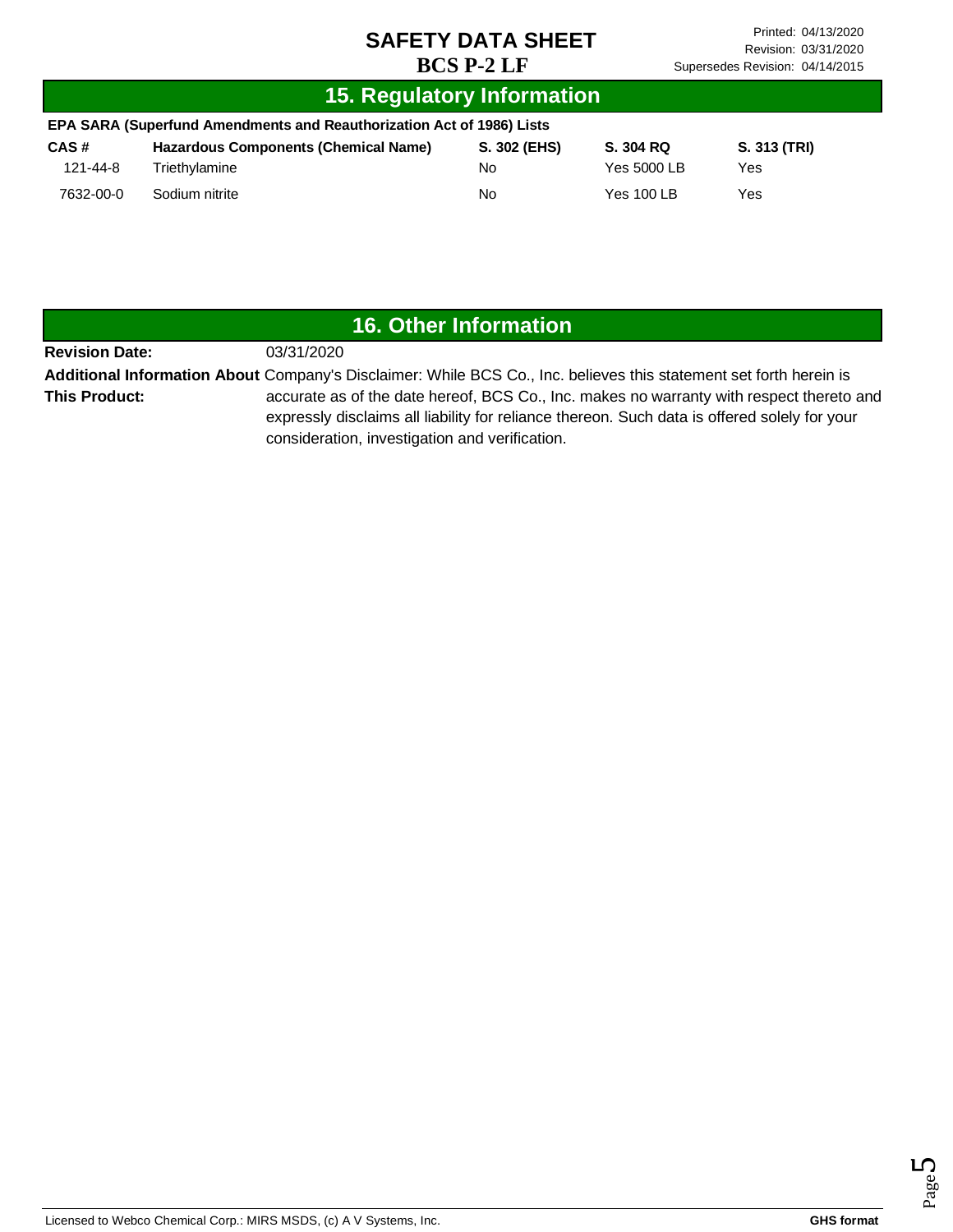## 15. Regulatory Information

**EPA SARA (Superfund Amendments and Reauthorization Act of 1986) Lists**

| CAS # | Hazardous Components (Chemical Name) | S. 302 (EHS) | S. 304 RQ | S. 313 (TRI) |
| --- | --- | --- | --- | --- |
| 121-44-8 | Triethylamine | No | Yes 5000 LB | Yes |
| 7632-00-0 | Sodium nitrite | No | Yes 100 LB | Yes |

## 16. Other Information

**Revision Date:** 03/31/2020

**Additional Information About This Product:** Company's Disclaimer: While BCS Co., Inc. believes this statement set forth herein is accurate as of the date hereof, BCS Co., Inc. makes no warranty with respect thereto and expressly disclaims all liability for reliance thereon. Such data is offered solely for your consideration, investigation and verification.